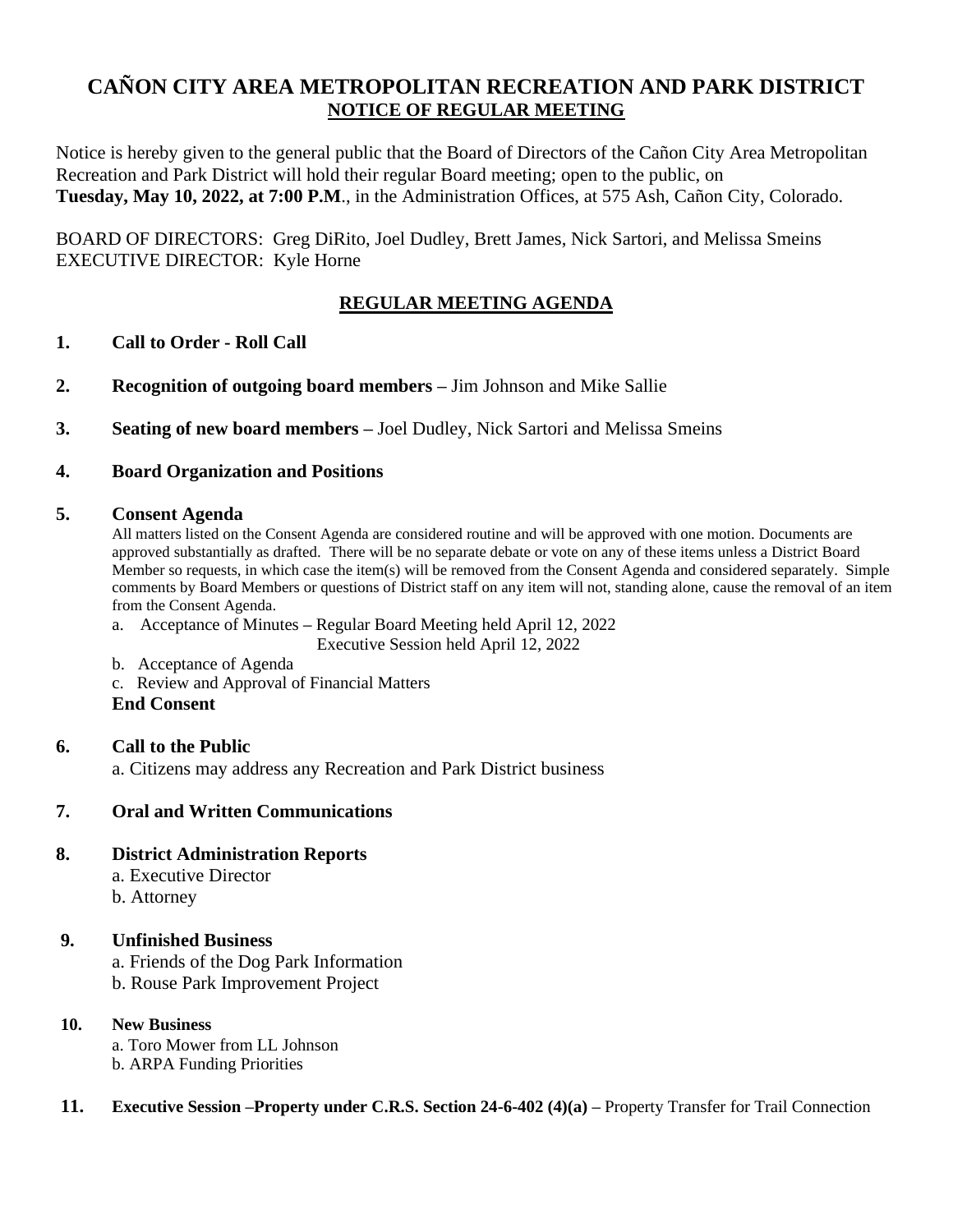# CAÑON CITY AREA METROPOLITAN RECREATION AND PARK DISTRICT

## NOTICE OF REGULAR MEETING

Notice is hereby given to the general public that the Board of Directors of the Cañon City Area Metropolitan Recreation and Park District will hold their regular Board meeting; open to the public, on **Tuesday, May 10, 2022, at 7:00 P.M**., in the Administration Offices, at 575 Ash, Cañon City, Colorado.

BOARD OF DIRECTORS: Greg DiRito, Joel Dudley, Brett James, Nick Sartori, and Melissa Smeins
EXECUTIVE DIRECTOR: Kyle Horne

## REGULAR MEETING AGENDA

**1. Call to Order - Roll Call**

**2. Recognition of outgoing board members –** Jim Johnson and Mike Sallie

**3. Seating of new board members –** Joel Dudley, Nick Sartori and Melissa Smeins

**4. Board Organization and Positions**

**5. Consent Agenda**

All matters listed on the Consent Agenda are considered routine and will be approved with one motion. Documents are approved substantially as drafted. There will be no separate debate or vote on any of these items unless a District Board Member so requests, in which case the item(s) will be removed from the Consent Agenda and considered separately. Simple comments by Board Members or questions of District staff on any item will not, standing alone, cause the removal of an item from the Consent Agenda.

a. Acceptance of Minutes – Regular Board Meeting held April 12, 2022
Executive Session held April 12, 2022

b. Acceptance of Agenda

c. Review and Approval of Financial Matters

**End Consent**

**6. Call to the Public**

a. Citizens may address any Recreation and Park District business

**7. Oral and Written Communications**

**8. District Administration Reports**

a. Executive Director
b. Attorney

**9. Unfinished Business**

a. Friends of the Dog Park Information
b. Rouse Park Improvement Project

**10. New Business**

a. Toro Mower from LL Johnson
b. ARPA Funding Priorities

**11. Executive Session –Property under C.R.S. Section 24-6-402 (4)(a) –** Property Transfer for Trail Connection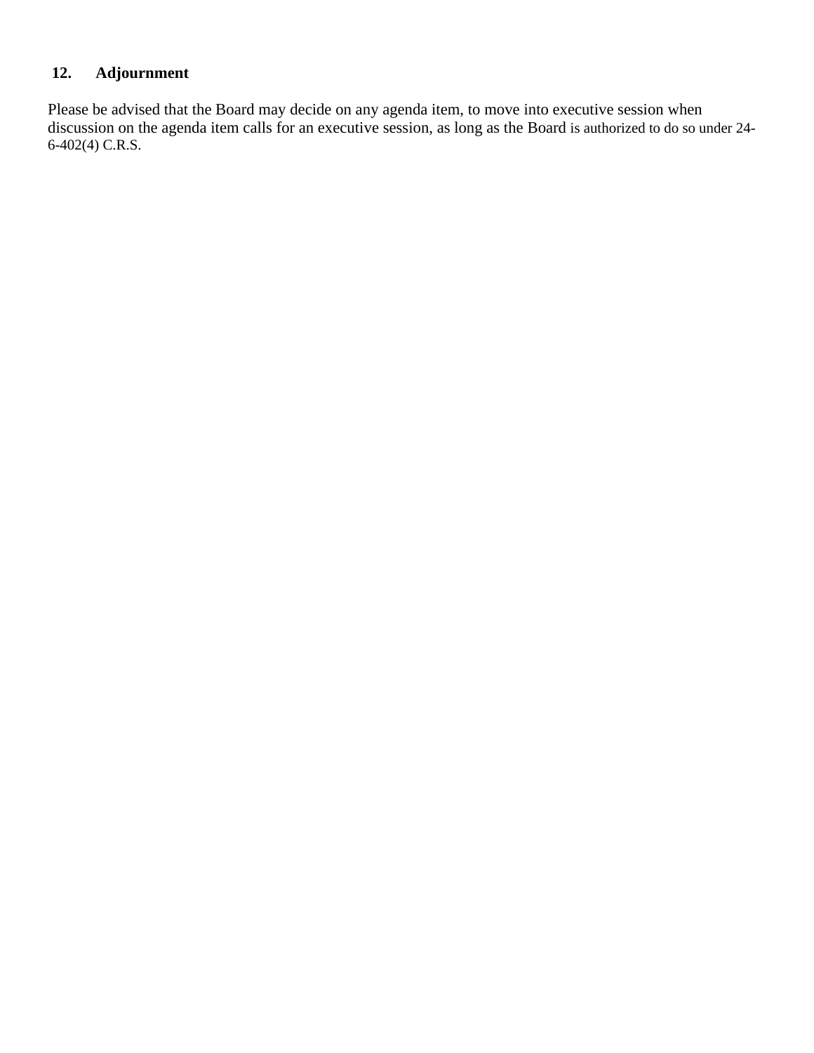**12. Adjournment**

Please be advised that the Board may decide on any agenda item, to move into executive session when discussion on the agenda item calls for an executive session, as long as the Board is authorized to do so under 24-6-402(4) C.R.S.